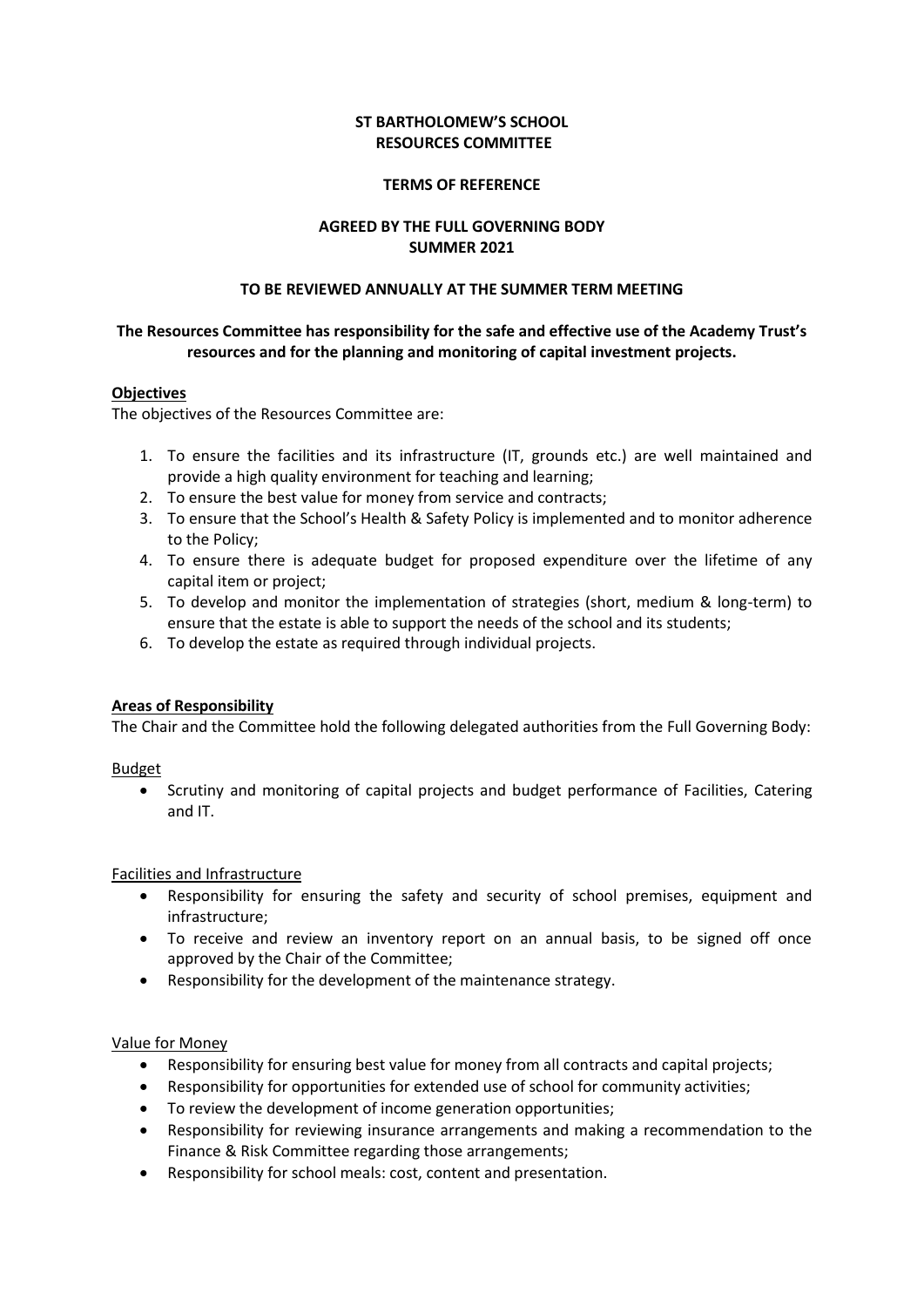**ST BARTHOLOMEW'S SCHOOL**
**RESOURCES COMMITTEE**

**TERMS OF REFERENCE**

**AGREED BY THE FULL GOVERNING BODY**
**SUMMER 2021**

**TO BE REVIEWED ANNUALLY AT THE SUMMER TERM MEETING**

**The Resources Committee has responsibility for the safe and effective use of the Academy Trust's resources and for the planning and monitoring of capital investment projects.**

## Objectives

The objectives of the Resources Committee are:

1. To ensure the facilities and its infrastructure (IT, grounds etc.) are well maintained and provide a high quality environment for teaching and learning;
2. To ensure the best value for money from service and contracts;
3. To ensure that the School's Health & Safety Policy is implemented and to monitor adherence to the Policy;
4. To ensure there is adequate budget for proposed expenditure over the lifetime of any capital item or project;
5. To develop and monitor the implementation of strategies (short, medium & long-term) to ensure that the estate is able to support the needs of the school and its students;
6. To develop the estate as required through individual projects.

## Areas of Responsibility

The Chair and the Committee hold the following delegated authorities from the Full Governing Body:

### Budget

- Scrutiny and monitoring of capital projects and budget performance of Facilities, Catering and IT.

### Facilities and Infrastructure

- Responsibility for ensuring the safety and security of school premises, equipment and infrastructure;
- To receive and review an inventory report on an annual basis, to be signed off once approved by the Chair of the Committee;
- Responsibility for the development of the maintenance strategy.

### Value for Money

- Responsibility for ensuring best value for money from all contracts and capital projects;
- Responsibility for opportunities for extended use of school for community activities;
- To review the development of income generation opportunities;
- Responsibility for reviewing insurance arrangements and making a recommendation to the Finance & Risk Committee regarding those arrangements;
- Responsibility for school meals: cost, content and presentation.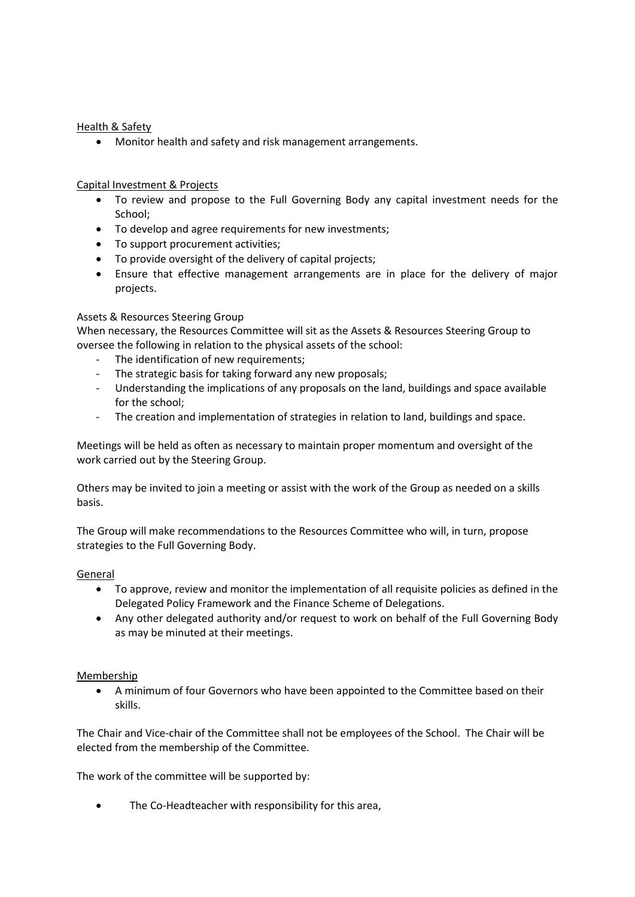Health & Safety

- Monitor health and safety and risk management arrangements.

Capital Investment & Projects

- To review and propose to the Full Governing Body any capital investment needs for the School;
- To develop and agree requirements for new investments;
- To support procurement activities;
- To provide oversight of the delivery of capital projects;
- Ensure that effective management arrangements are in place for the delivery of major projects.

Assets & Resources Steering Group

When necessary, the Resources Committee will sit as the Assets & Resources Steering Group to oversee the following in relation to the physical assets of the school:

- The identification of new requirements;
- The strategic basis for taking forward any new proposals;
- Understanding the implications of any proposals on the land, buildings and space available for the school;
- The creation and implementation of strategies in relation to land, buildings and space.

Meetings will be held as often as necessary to maintain proper momentum and oversight of the work carried out by the Steering Group.

Others may be invited to join a meeting or assist with the work of the Group as needed on a skills basis.

The Group will make recommendations to the Resources Committee who will, in turn, propose strategies to the Full Governing Body.

General

- To approve, review and monitor the implementation of all requisite policies as defined in the Delegated Policy Framework and the Finance Scheme of Delegations.
- Any other delegated authority and/or request to work on behalf of the Full Governing Body as may be minuted at their meetings.

Membership

- A minimum of four Governors who have been appointed to the Committee based on their skills.

The Chair and Vice-chair of the Committee shall not be employees of the School. The Chair will be elected from the membership of the Committee.

The work of the committee will be supported by:

- The Co-Headteacher with responsibility for this area,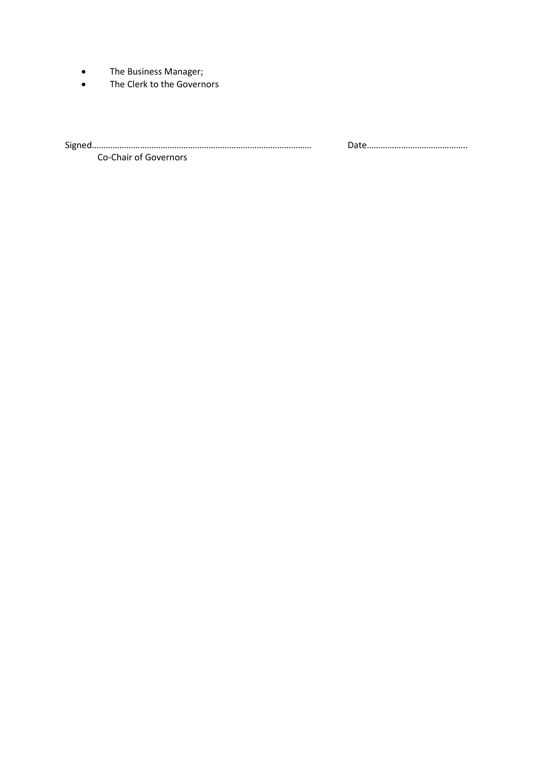- The Business Manager;
- The Clerk to the Governors

Signed………………………………………………………………………………… Date……………………………………..
Co-Chair of Governors